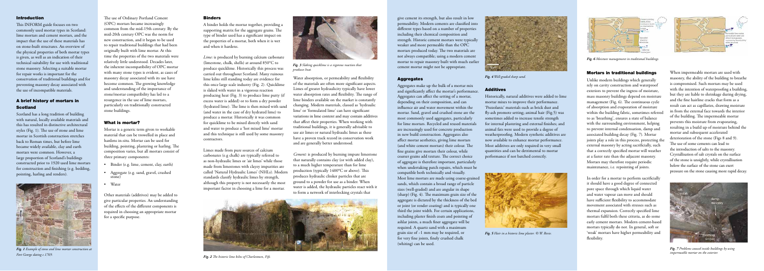## Introduction

This INFORM guide focuses on two commonly used mortar types in Scotland: lime mortars and cement mortars, and the impact that the use of these materials has on stone-built structures. An overview of the physical properties of both mortar types is given, as well as an indication of their technical suitability for use with traditional stone masonry. Selecting a suitable mortar for repair works is important for the conservation of traditional buildings and for preventing masonry decay associated with the use of incompatible materials.

## A brief history of mortars in Scotland

Scotland has a long tradition of building with natural, locally available materials and this has resulted in distinctive architectural styles (Fig. 1). The use of stone and lime mortar in Scottish construction stretches back to Roman times, but before lime became widely available, clay and earth mortars were common. However, a large proportion of Scotland's buildings constructed prior to 1920 used lime mortars for construction and finishing (e.g. bedding, pointing, harling and renders).

*Fig. 1 Example of stone and lime mortar construction at Fort George dating c.1769.*

The use of Ordinary Portland Cement (OPC) mortars became increasingly common from the mid-19th century. By the mid-20th century OPC was the norm for new construction, and it began to be used to repair traditional buildings that had been originally built with lime mortar. At this time the properties of the two materials were relatively little understood. Decades later, the inherent incompatibility of OPC mortar with many stone types is evident, as cases of masonry decay associated with its use have become common. The growing knowledge and understanding of the importance of stone/mortar compatibility has led to a resurgence in the use of lime mortars, particularly on traditionally constructed stone buildings.

## What is mortar?

Mortar is a generic term given to workable material that can be trowelled in place and hardens in-situ. Mortar can be used for building, pointing, plastering or harling. The composition varies, but all mortars consist of three primary components:

- Binder (e.g. lime, cement, clay, earth)
- Aggregate (e.g. sand, gravel, crushed stone)
- Water

Other materials (additives) may be added to give particular properties. An understanding of the effects of the different components is required in choosing an appropriate mortar for a specific purpose.

## Binders

A binder holds the mortar together, providing a supporting matrix for the aggregate grains. The type of binder used has a significant impact on the properties of a mortar, both when it is wet and when it hardens.

*Lime:* is produced by burning calcium carbonate (limestone, chalk, shells) at around 850°C to produce quicklime. Historically this process was carried out throughout Scotland. Many ruinous lime kilns still standing today are evidence for this once large scale industry (Fig. 2). Quicklime is slaked with water in a vigorous reaction producing heat (Fig. 3) to produce lime putty (if excess water is added) or to form a dry powder (hydrated lime). The lime is then mixed with sand (and water in the case of dry hydrated lime) to produce a mortar. Historically it was common for quicklime to be mixed directly with sand and water to produce a 'hot mixed lime' mortar and this technique is still used by some masonry contractors.

Limes made from pure sources of calcium carbonates (e.g chalk) are typically referred to as non-hydraulic limes or 'air limes' while those made from limestones with clayey impurities are called 'Natural Hydraulic Limes' (NHLs). Modern standards classify hydraulic limes by strength, although this property is not necessarily the most important factor in choosing a lime for a mortar.

*Fig. 3 Slaking quicklime is a vigorous reaction that produces heat.*

Water absorption, or permeability and flexibility of the materials are often more significant aspects. Limes of greater hydraulicity typically have lower water absorption rates and flexibility. The range of lime binders available on the market is constantly changing. Modern materials, classed as 'hydraulic lime' or 'formulated lime' can have significant variations in lime content and may contain additives that affect their properties. When working with traditional buildings, it is generally advisable to use air limes or natural hydraulic limes as these have a proven track record in conservation work and are generally better understood.

*Cement:* is produced by burning impure limestone that naturally contains clay (or with added clay), to a much higher temperature than for lime production (typically 1400°C or above). This produces hydraulic clinker particles that are ground to a powder for use as a binder. When water is added, the hydraulic particles react with it to form a network of interlocking crystals that give cement its strength, but also result in low permeability. Modern cements are classified into different types based on a number of properties including their chemical composition and strength. Historic cement mortars were typically weaker and more permeable than the OPC mortars produced today. The two materials are not always compatible; using a modern cement mortar to repair masonry built with much earlier cement mortar might not be appropriate.

*Fig. 2 The historic lime kilns of Charlestown, Fife.*

## Aggregates

Aggregates make up the bulk of a mortar mix and significantly affect the mortar's performance. Aggregates can affect the setting of a mortar, depending on their composition, and can influence air and water movement within the mortar. Sand, gravel and crushed stone are the most commonly used aggregates, particularly for lime mortars. Recycled and reused materials are increasingly used for concrete production in new build construction. Aggregates also affect mortar aesthetics, giving lime mortars (and white cement mortars) their colour. The fine grains give mortars their colour, while coarser grains add texture. The correct choice of aggregate is therefore important, particularly when undertaking patch repairs, which must be compatible both technically and visually. Most lime mortars are made using coarse-grained sands, which contain a broad range of particle sizes (well-graded) and are angular in shape (sharp) (Fig. 4). The maximum grain size of the aggregate is dictated by the thickness of the bed or joint (or render coating) and is typically one third the joint width. For certain applications, including plaster finish coats and pointing of ashlar joints, a much finer aggregate will be required. A quartz sand with a maximum grain size of ~1 mm may be required, or for very fine joints, finely crushed chalk (whiting) can be used.

*Fig. 4 Well-graded sharp sand.*

## Additives

Historically, natural additives were added to lime mortar mixes to improve their performance. 'Pozzolanic' materials such as brick dust and fly-ash promote setting; animal hair (Fig.5) was sometimes added to increase tensile strength for internal plastering and external finishes; and animal fats were used to provide a degree of weatherproofing. Modern synthetic additives are now available to enhance mortar performance. Most additives are only required in very small quantities and can be detrimental to mortar performance if not batched correctly.

*Fig. 5 Hair in a historic lime plaster. © W. Revie.*

*Fig. 6 Moisture management in traditional buildings.*

## Mortars in traditional buildings

Unlike modern buildings which generally rely on cavity construction and waterproof exteriors to prevent the ingress of moisture, mass masonry buildings depend on moisture management (Fig. 6). The continuous cycle of absorption and evaporation of moisture within the building fabric, sometimes referred to as 'breathing', ensures a state of balance with the surrounding environment, helping to prevent internal condensation, damp and associated building decay (Fig. 7). Mortar joints play a role in this process, protecting the external masonry by acting sacrificially, such that a correctly specified mortar will weather at a faster rate than the adjacent masonry. Mortars may therefore require periodic maintenance, i.e. repointing of joints.

In order for a mortar to perform sacrificially it should have a good degree of connected pore space through which liquid water and water vapour can move and should have sufficient flexibility to accommodate movement associated with stresses such as thermal expansion. Correctly specified lime mortars fulfil both these criteria, as do some early cement mortars. Modern cement-based mortars typically do not. In general, soft or 'weak' mortars have higher permeability and flexibility.

When impermeable mortars are used with masonry, the ability of the building to breathe is compromised. Such mortars may be used with the intention of waterproofing a building, but they are liable to shrinkage during drying, and the fine hairline cracks that form as a result can act as capillaries, drawing moisture in from the external face towards the interior of the building. The impermeable mortar prevents this moisture from evaporating, resulting in a build up of moisture behind the mortar and subsequent accelerated deterioration of the stone (Figs 8 and 9). The use of some cements can lead to the introduction of salts to the masonry. Crystallisation of salt crystals on the surface of the stone is unsightly, while crystallisation below the surface of the stone can exert pressure on the stone causing more rapid decay.

*Fig. 7 Problems caused inside buildings by using impermeable mortar on the exterior.*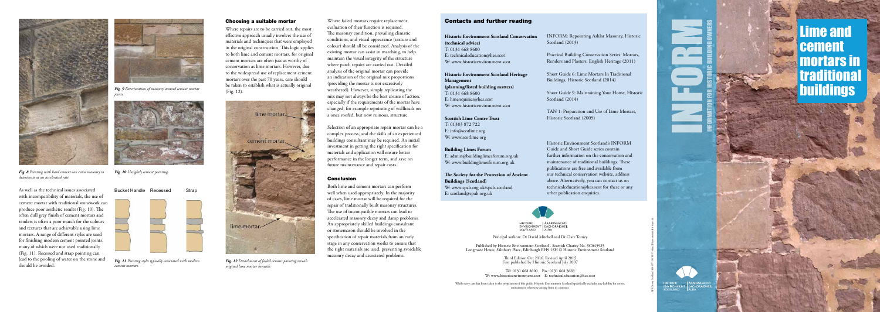*Fig. 8 Pointing with hard cement can cause masonry to deteriorate at an accelerated rate.*

*Fig. 9 Deterioration of masonry around cement mortar joints.*

*Fig. 10 Unsightly cement pointing.*

As well as the technical issues associated with incompatibility of materials, the use of cement mortar with traditional stonework can produce poor aesthetic results (Fig. 10). The often dull grey finish of cement mortars and renders is often a poor match for the colours and textures that are achievable using lime mortars. A range of different styles are used for finishing modern cement pointed joints, many of which were not used traditionally (Fig. 11). Recessed and strap pointing can lead to the pooling of water on the stone and should be avoided.

Bucket Handle Recessed Strap

*Fig. 11 Pointing styles typically associated with modern cement mortars.*

### Choosing a suitable mortar

Where repairs are to be carried out, the most effective approach usually involves the use of materials and techniques that were employed in the original construction. This logic applies to both lime and cement mortars, for original cement mortars are often just as worthy of conservation as lime mortars. However, due to the widespread use of replacement cement mortars over the past 70 years, care should be taken to establish what is actually original (Fig. 12).

lime mortar

cement mortar

lime mortar

*Fig. 12 Detachment of failed cement pointing reveals original lime mortar beneath.*

Where failed mortars require replacement, evaluation of their function is required. The masonry condition, prevailing climatic conditions, and visual appearance (texture and colour) should all be considered. Analysis of the existing mortar can assist in matching, to help maintain the visual integrity of the structure where patch repairs are carried out. Detailed analysis of the original mortar can provide an indication of the original mix proportions (providing the mortar is not excessively weathered). However, simply replicating the mix may not always be the best course of action, especially if the requirements of the mortar have changed, for example repointing of wallheads on a once roofed, but now ruinous, structure.

Selection of an appropriate repair mortar can be a complex process, and the skills of an experienced buildings consultant may be required. An initial investment in getting the right specification for materials and application will ensure better performance in the longer term, and save on future maintenance and repair costs.

### Conclusion

Both lime and cement mortars can perform well when used appropriately. In the majority of cases, lime mortar will be required for the repair of traditionally built masonry structures. The use of incompatible mortars can lead to accelerated masonry decay and damp problems. An appropriately skilled buildings consultant or stonemason should be involved in the specification of repair materials from an early stage in any conservation works to ensure that the right materials are used, preventing avoidable masonry decay and associated problems.

### Contacts and further reading

**Historic Environment Scotland Conservation (technical advice)**
T: 0131 668 8600
E: technicaleducation@hes.scot
W: www.historicenvironment.scot

**Historic Environment Scotland Heritage Management (planning/listed building matters)**
T: 0131 668 8600
E: hmenquiries@hes.scot
W: www.historicenvironment.scot

**Scottish Lime Centre Trust**
T: 01383 872 722
E: info@scotlime.org
W: www.scotlime.org

**Building Limes Forum**
E: admin@buildinglimesforum.org.uk
W: www.buildinglimesforum.org.uk

**The Society for the Protection of Ancient Buildings (Scotland)**
W: www.spab.org.uk/spab-scotland
E: scotland@spab.org.uk

INFORM: Repointing Ashlar Masonry, Historic Scotland (2013)

Practical Building Conservation Series: Mortars, Renders and Plasters, English Heritage (2011)

Short Guide 6: Lime Mortars In Traditional Buildings, Historic Scotland (2014)

Short Guide 9: Maintaining Your Home, Historic Scotland (2014)

TAN 1: Preparation and Use of Lime Mortars, Historic Scotland (2005)

Historic Environment Scotland's INFORM Guide and Short Guide series contain further information on the conservation and maintenance of traditional buildings. These publications are free and available from our technical conservation website, address above. Alternatively, you can contact us on technicaleducation@hes.scot for these or any other publication enquiries.

HISTORIC ENVIRONMENT SCOTLAND | ÀRAINNEACHD EACHDRAIDHEIL ALBA

Principal authors: Dr David Mitchell and Dr Clare Torney

Published by Historic Environment Scotland - Scottish Charity No. SC045925
Longmore House, Salisbury Place, Edinburgh EH9 1SH © Historic Environment Scotland

Third Edition Oct 2016. Revised April 2015
First published by Historic Scotland July 2007

Tel: 0131 668 8600 Fax: 0131 668 8669
W: www.historicenvironment.scot E: technicaleducation@hes.scot

While every care has been taken in the preparation of this guide, Historic Environment Scotland specifically excludes any liability for errors, omissions or otherwise arising from its contents.

# INFORM

INFORMATION FOR HISTORIC BUILDING OWNERS

# Lime and cement mortars in traditional buildings

HISTORIC ENVIRONMENT SCOTLAND | ÀRAINNEACHD EACHDRAIDHEIL ALBA